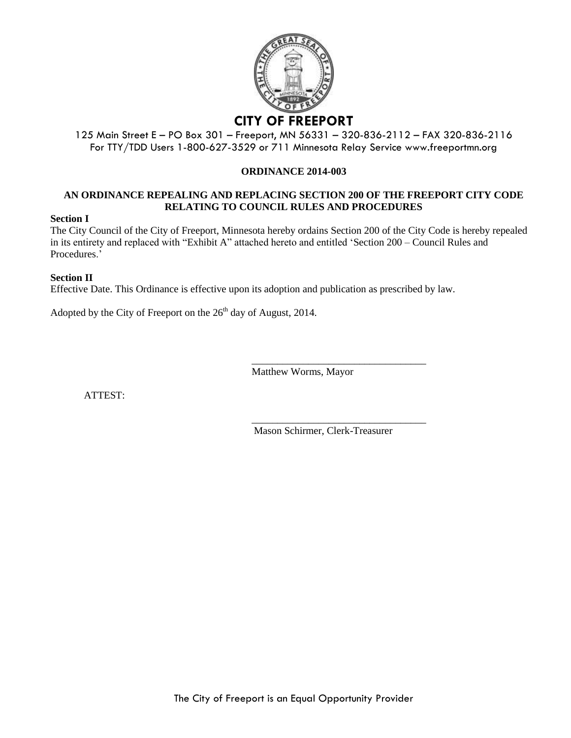# CITY OF FREEPORT

125 Main Street E – PO Box 301 – Freeport, MN 56331 – 320-836-2112 – FAX 320-836-2116
For TTY/TDD Users 1-800-627-3529 or 711 Minnesota Relay Service www.freeportmn.org

**ORDINANCE 2014-003**

**AN ORDINANCE REPEALING AND REPLACING SECTION 200 OF THE FREEPORT CITY CODE RELATING TO COUNCIL RULES AND PROCEDURES**

**Section I**

The City Council of the City of Freeport, Minnesota hereby ordains Section 200 of the City Code is hereby repealed in its entirety and replaced with "Exhibit A" attached hereto and entitled 'Section 200 – Council Rules and Procedures.'

**Section II**

Effective Date. This Ordinance is effective upon its adoption and publication as prescribed by law.

Adopted by the City of Freeport on the 26th day of August, 2014.

\_\_\_\_\_\_\_\_\_\_\_\_\_\_\_\_\_\_\_\_\_\_\_\_\_\_\_\_\_\_\_\_\_\_
Matthew Worms, Mayor

ATTEST:

\_\_\_\_\_\_\_\_\_\_\_\_\_\_\_\_\_\_\_\_\_\_\_\_\_\_\_\_\_\_\_\_\_\_
Mason Schirmer, Clerk-Treasurer

The City of Freeport is an Equal Opportunity Provider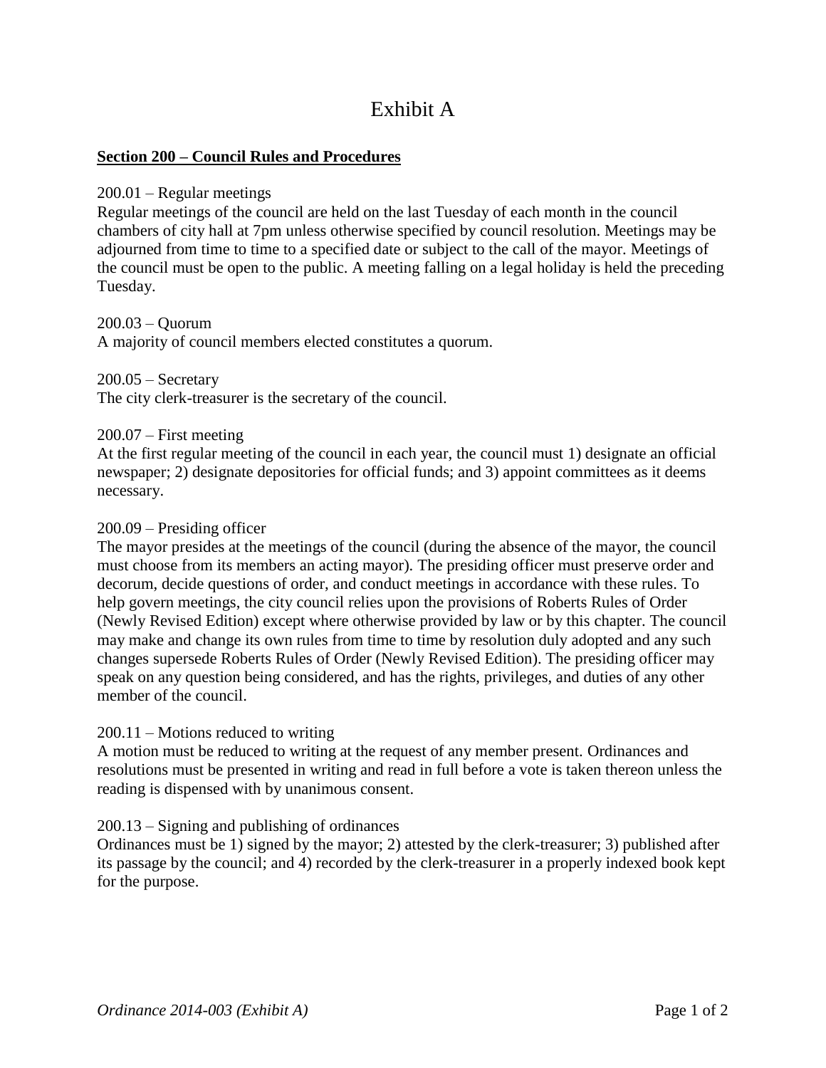# Exhibit A

**Section 200 – Council Rules and Procedures**

200.01 – Regular meetings
Regular meetings of the council are held on the last Tuesday of each month in the council chambers of city hall at 7pm unless otherwise specified by council resolution. Meetings may be adjourned from time to time to a specified date or subject to the call of the mayor. Meetings of the council must be open to the public. A meeting falling on a legal holiday is held the preceding Tuesday.

200.03 – Quorum
A majority of council members elected constitutes a quorum.

200.05 – Secretary
The city clerk-treasurer is the secretary of the council.

200.07 – First meeting
At the first regular meeting of the council in each year, the council must 1) designate an official newspaper; 2) designate depositories for official funds; and 3) appoint committees as it deems necessary.

200.09 – Presiding officer
The mayor presides at the meetings of the council (during the absence of the mayor, the council must choose from its members an acting mayor). The presiding officer must preserve order and decorum, decide questions of order, and conduct meetings in accordance with these rules. To help govern meetings, the city council relies upon the provisions of Roberts Rules of Order (Newly Revised Edition) except where otherwise provided by law or by this chapter. The council may make and change its own rules from time to time by resolution duly adopted and any such changes supersede Roberts Rules of Order (Newly Revised Edition). The presiding officer may speak on any question being considered, and has the rights, privileges, and duties of any other member of the council.

200.11 – Motions reduced to writing
A motion must be reduced to writing at the request of any member present. Ordinances and resolutions must be presented in writing and read in full before a vote is taken thereon unless the reading is dispensed with by unanimous consent.

200.13 – Signing and publishing of ordinances
Ordinances must be 1) signed by the mayor; 2) attested by the clerk-treasurer; 3) published after its passage by the council; and 4) recorded by the clerk-treasurer in a properly indexed book kept for the purpose.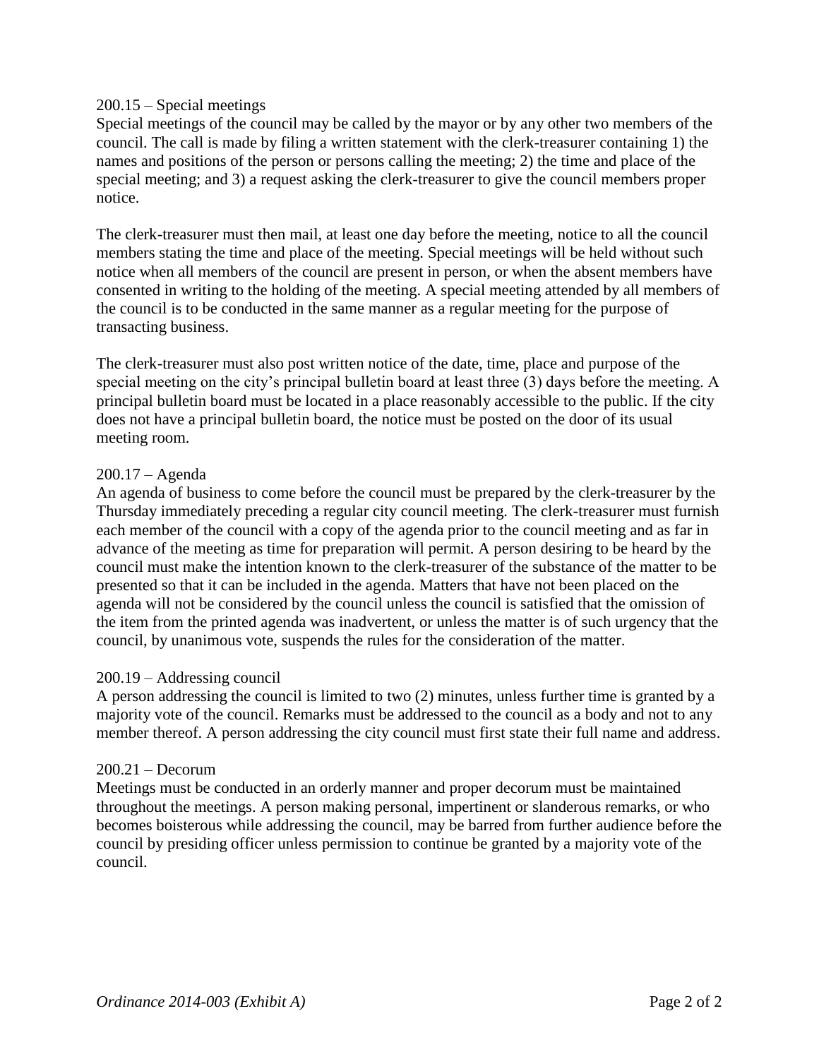200.15 – Special meetings

Special meetings of the council may be called by the mayor or by any other two members of the council. The call is made by filing a written statement with the clerk-treasurer containing 1) the names and positions of the person or persons calling the meeting; 2) the time and place of the special meeting; and 3) a request asking the clerk-treasurer to give the council members proper notice.

The clerk-treasurer must then mail, at least one day before the meeting, notice to all the council members stating the time and place of the meeting. Special meetings will be held without such notice when all members of the council are present in person, or when the absent members have consented in writing to the holding of the meeting. A special meeting attended by all members of the council is to be conducted in the same manner as a regular meeting for the purpose of transacting business.

The clerk-treasurer must also post written notice of the date, time, place and purpose of the special meeting on the city's principal bulletin board at least three (3) days before the meeting. A principal bulletin board must be located in a place reasonably accessible to the public. If the city does not have a principal bulletin board, the notice must be posted on the door of its usual meeting room.

200.17 – Agenda

An agenda of business to come before the council must be prepared by the clerk-treasurer by the Thursday immediately preceding a regular city council meeting. The clerk-treasurer must furnish each member of the council with a copy of the agenda prior to the council meeting and as far in advance of the meeting as time for preparation will permit. A person desiring to be heard by the council must make the intention known to the clerk-treasurer of the substance of the matter to be presented so that it can be included in the agenda. Matters that have not been placed on the agenda will not be considered by the council unless the council is satisfied that the omission of the item from the printed agenda was inadvertent, or unless the matter is of such urgency that the council, by unanimous vote, suspends the rules for the consideration of the matter.

200.19 – Addressing council

A person addressing the council is limited to two (2) minutes, unless further time is granted by a majority vote of the council. Remarks must be addressed to the council as a body and not to any member thereof. A person addressing the city council must first state their full name and address.

200.21 – Decorum

Meetings must be conducted in an orderly manner and proper decorum must be maintained throughout the meetings. A person making personal, impertinent or slanderous remarks, or who becomes boisterous while addressing the council, may be barred from further audience before the council by presiding officer unless permission to continue be granted by a majority vote of the council.

*Ordinance 2014-003 (Exhibit A)*